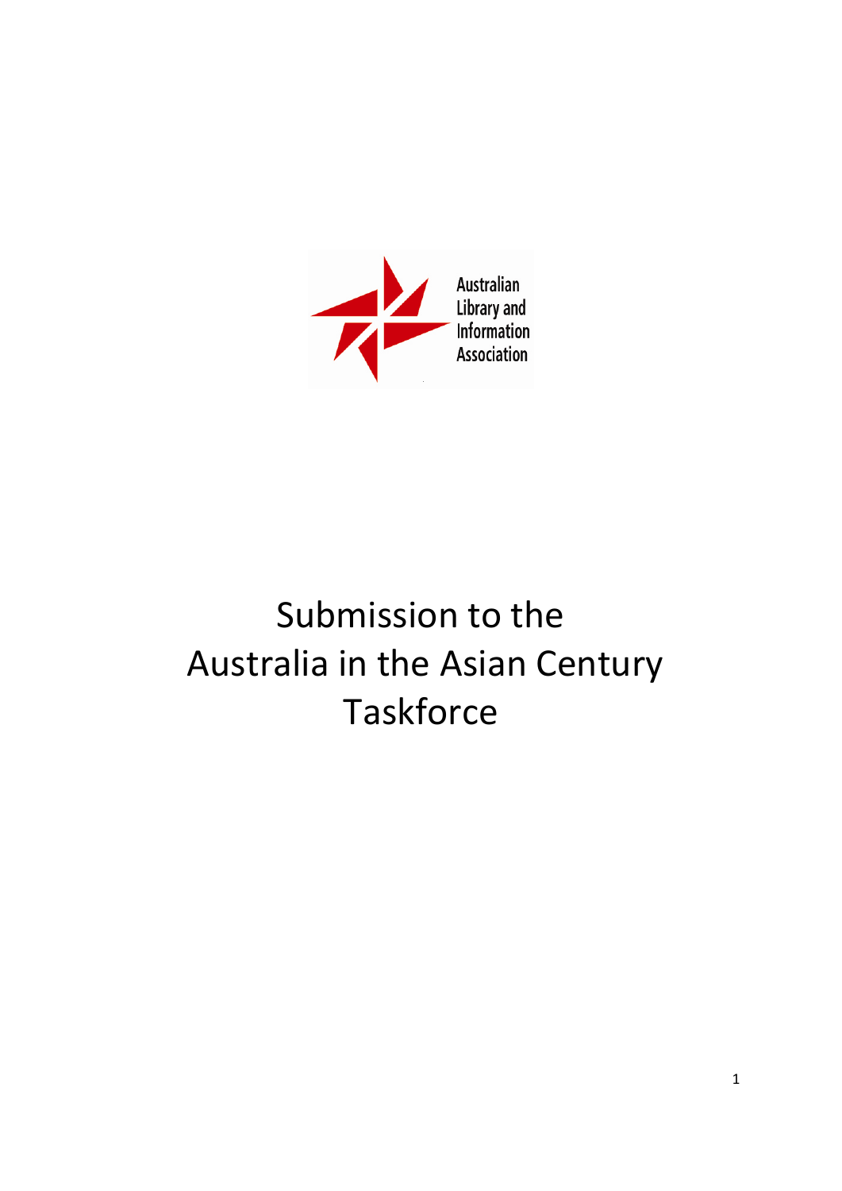Australian Library and Information Association

# Submission to the Australia in the Asian Century Taskforce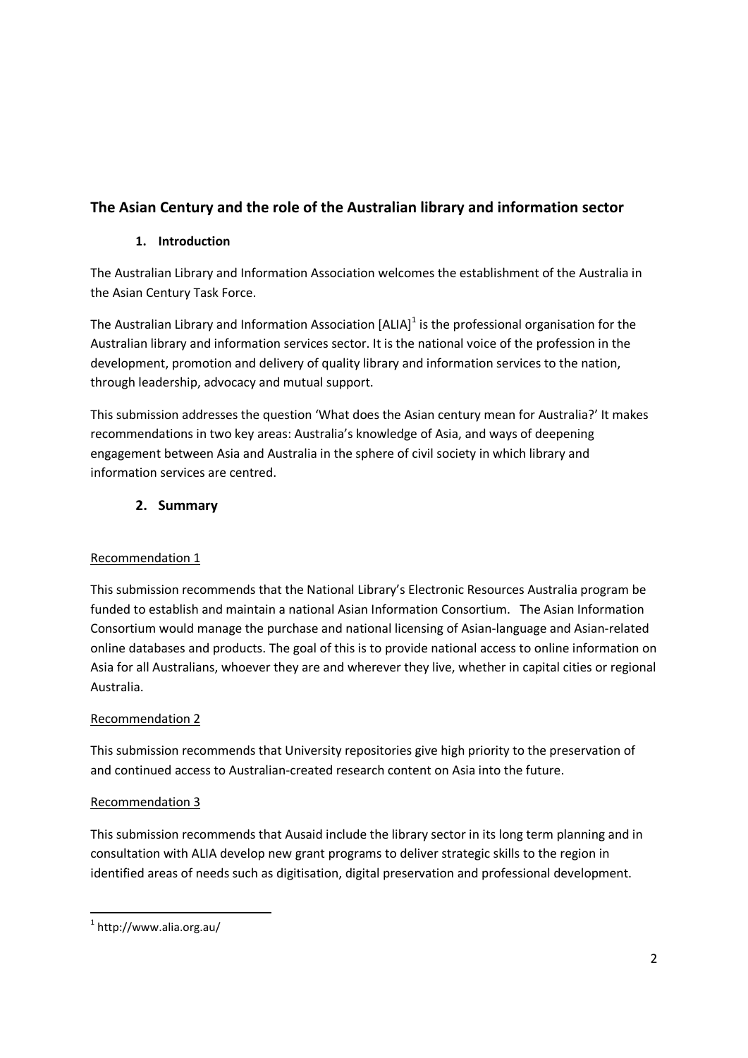## The Asian Century and the role of the Australian library and information sector

### 1. Introduction

The Australian Library and Information Association welcomes the establishment of the Australia in the Asian Century Task Force.

The Australian Library and Information Association [ALIA][1] is the professional organisation for the Australian library and information services sector. It is the national voice of the profession in the development, promotion and delivery of quality library and information services to the nation, through leadership, advocacy and mutual support.

This submission addresses the question 'What does the Asian century mean for Australia?' It makes recommendations in two key areas: Australia's knowledge of Asia, and ways of deepening engagement between Asia and Australia in the sphere of civil society in which library and information services are centred.

### 2. Summary

Recommendation 1

This submission recommends that the National Library's Electronic Resources Australia program be funded to establish and maintain a national Asian Information Consortium. The Asian Information Consortium would manage the purchase and national licensing of Asian-language and Asian-related online databases and products. The goal of this is to provide national access to online information on Asia for all Australians, whoever they are and wherever they live, whether in capital cities or regional Australia.

Recommendation 2

This submission recommends that University repositories give high priority to the preservation of and continued access to Australian-created research content on Asia into the future.

Recommendation 3

This submission recommends that Ausaid include the library sector in its long term planning and in consultation with ALIA develop new grant programs to deliver strategic skills to the region in identified areas of needs such as digitisation, digital preservation and professional development.

[1] http://www.alia.org.au/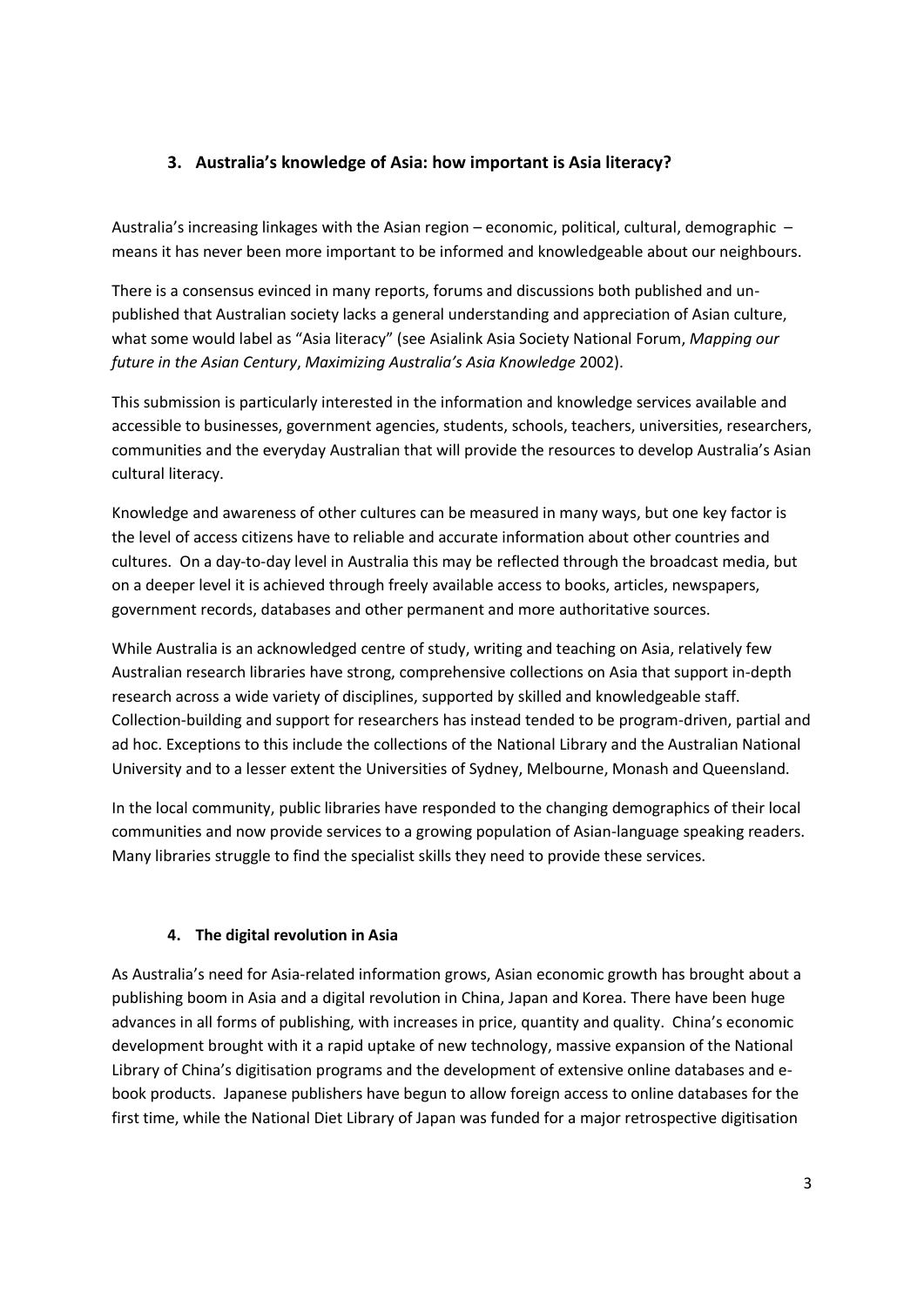## 3. Australia's knowledge of Asia: how important is Asia literacy?

Australia's increasing linkages with the Asian region – economic, political, cultural, demographic – means it has never been more important to be informed and knowledgeable about our neighbours.

There is a consensus evinced in many reports, forums and discussions both published and un-published that Australian society lacks a general understanding and appreciation of Asian culture, what some would label as "Asia literacy" (see Asialink Asia Society National Forum, *Mapping our future in the Asian Century*, *Maximizing Australia's Asia Knowledge* 2002).

This submission is particularly interested in the information and knowledge services available and accessible to businesses, government agencies, students, schools, teachers, universities, researchers, communities and the everyday Australian that will provide the resources to develop Australia's Asian cultural literacy.

Knowledge and awareness of other cultures can be measured in many ways, but one key factor is the level of access citizens have to reliable and accurate information about other countries and cultures. On a day-to-day level in Australia this may be reflected through the broadcast media, but on a deeper level it is achieved through freely available access to books, articles, newspapers, government records, databases and other permanent and more authoritative sources.

While Australia is an acknowledged centre of study, writing and teaching on Asia, relatively few Australian research libraries have strong, comprehensive collections on Asia that support in-depth research across a wide variety of disciplines, supported by skilled and knowledgeable staff. Collection-building and support for researchers has instead tended to be program-driven, partial and ad hoc. Exceptions to this include the collections of the National Library and the Australian National University and to a lesser extent the Universities of Sydney, Melbourne, Monash and Queensland.

In the local community, public libraries have responded to the changing demographics of their local communities and now provide services to a growing population of Asian-language speaking readers. Many libraries struggle to find the specialist skills they need to provide these services.

## 4. The digital revolution in Asia

As Australia's need for Asia-related information grows, Asian economic growth has brought about a publishing boom in Asia and a digital revolution in China, Japan and Korea. There have been huge advances in all forms of publishing, with increases in price, quantity and quality. China's economic development brought with it a rapid uptake of new technology, massive expansion of the National Library of China's digitisation programs and the development of extensive online databases and e-book products. Japanese publishers have begun to allow foreign access to online databases for the first time, while the National Diet Library of Japan was funded for a major retrospective digitisation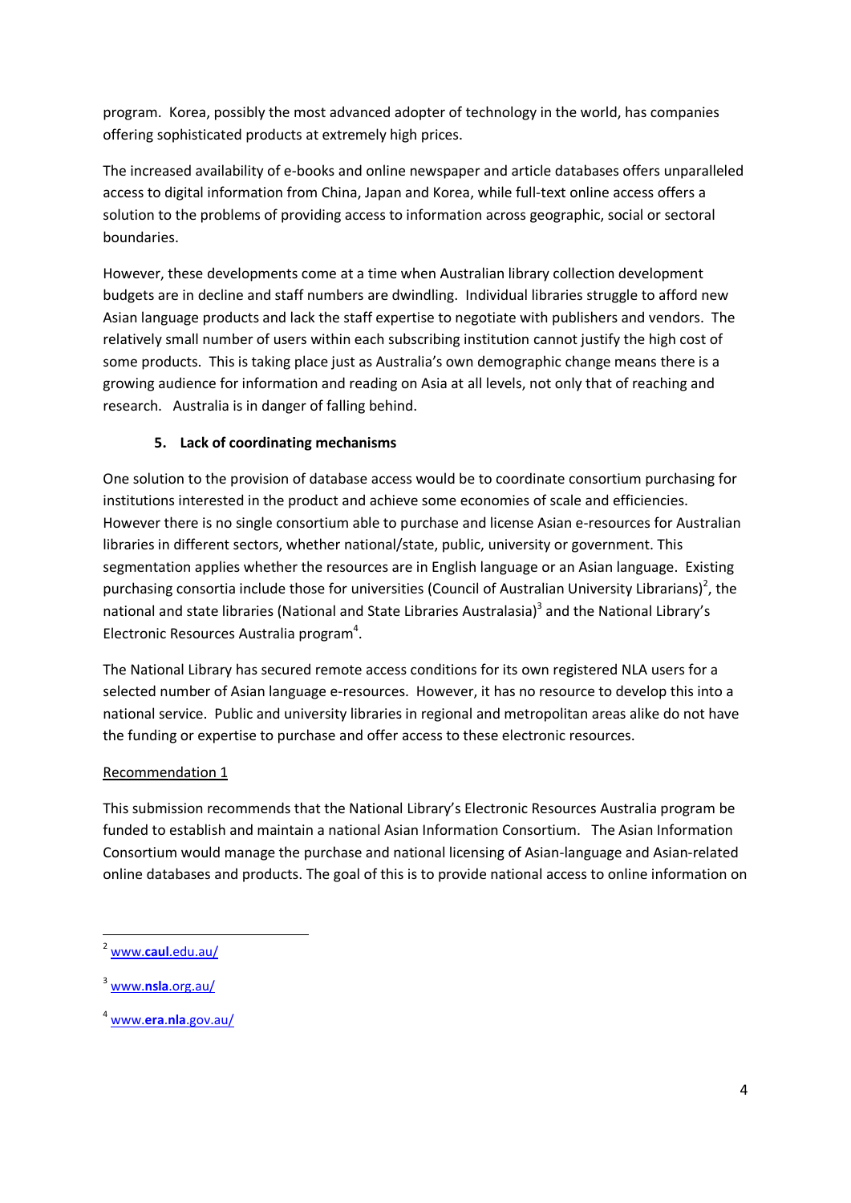program. Korea, possibly the most advanced adopter of technology in the world, has companies offering sophisticated products at extremely high prices.

The increased availability of e-books and online newspaper and article databases offers unparalleled access to digital information from China, Japan and Korea, while full-text online access offers a solution to the problems of providing access to information across geographic, social or sectoral boundaries.

However, these developments come at a time when Australian library collection development budgets are in decline and staff numbers are dwindling. Individual libraries struggle to afford new Asian language products and lack the staff expertise to negotiate with publishers and vendors. The relatively small number of users within each subscribing institution cannot justify the high cost of some products. This is taking place just as Australia's own demographic change means there is a growing audience for information and reading on Asia at all levels, not only that of reaching and research. Australia is in danger of falling behind.

### 5. Lack of coordinating mechanisms

One solution to the provision of database access would be to coordinate consortium purchasing for institutions interested in the product and achieve some economies of scale and efficiencies. However there is no single consortium able to purchase and license Asian e-resources for Australian libraries in different sectors, whether national/state, public, university or government. This segmentation applies whether the resources are in English language or an Asian language. Existing purchasing consortia include those for universities (Council of Australian University Librarians)[2], the national and state libraries (National and State Libraries Australasia)[3] and the National Library's Electronic Resources Australia program[4].

The National Library has secured remote access conditions for its own registered NLA users for a selected number of Asian language e-resources. However, it has no resource to develop this into a national service. Public and university libraries in regional and metropolitan areas alike do not have the funding or expertise to purchase and offer access to these electronic resources.

Recommendation 1

This submission recommends that the National Library's Electronic Resources Australia program be funded to establish and maintain a national Asian Information Consortium. The Asian Information Consortium would manage the purchase and national licensing of Asian-language and Asian-related online databases and products. The goal of this is to provide national access to online information on

---

[2] www.**caul**.edu.au/

[3] www.**nsla**.org.au/

[4] www.**era**.**nla**.gov.au/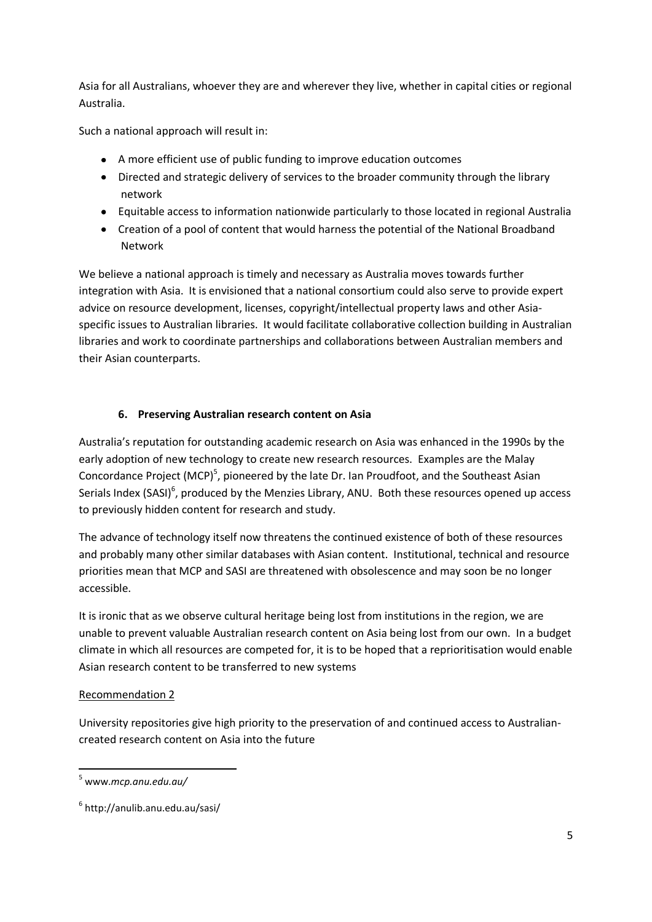Asia for all Australians, whoever they are and wherever they live, whether in capital cities or regional Australia.

Such a national approach will result in:

- A more efficient use of public funding to improve education outcomes
- Directed and strategic delivery of services to the broader community through the library network
- Equitable access to information nationwide particularly to those located in regional Australia
- Creation of a pool of content that would harness the potential of the National Broadband Network

We believe a national approach is timely and necessary as Australia moves towards further integration with Asia. It is envisioned that a national consortium could also serve to provide expert advice on resource development, licenses, copyright/intellectual property laws and other Asia-specific issues to Australian libraries. It would facilitate collaborative collection building in Australian libraries and work to coordinate partnerships and collaborations between Australian members and their Asian counterparts.

## 6. Preserving Australian research content on Asia

Australia's reputation for outstanding academic research on Asia was enhanced in the 1990s by the early adoption of new technology to create new research resources. Examples are the Malay Concordance Project (MCP)[5], pioneered by the late Dr. Ian Proudfoot, and the Southeast Asian Serials Index (SASI)[6], produced by the Menzies Library, ANU. Both these resources opened up access to previously hidden content for research and study.

The advance of technology itself now threatens the continued existence of both of these resources and probably many other similar databases with Asian content. Institutional, technical and resource priorities mean that MCP and SASI are threatened with obsolescence and may soon be no longer accessible.

It is ironic that as we observe cultural heritage being lost from institutions in the region, we are unable to prevent valuable Australian research content on Asia being lost from our own. In a budget climate in which all resources are competed for, it is to be hoped that a reprioritisation would enable Asian research content to be transferred to new systems

Recommendation 2

University repositories give high priority to the preservation of and continued access to Australian-created research content on Asia into the future

---

[5] www.*mcp.anu.edu.au/*

[6] http://anulib.anu.edu.au/sasi/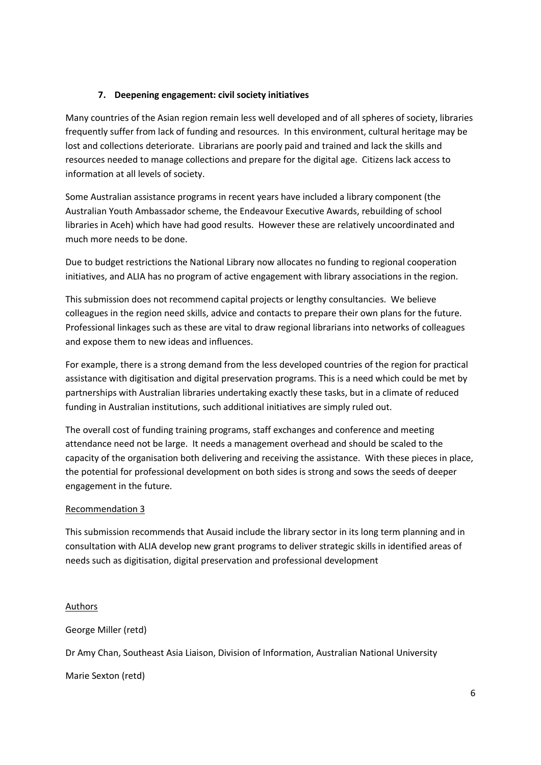## 7. Deepening engagement: civil society initiatives

Many countries of the Asian region remain less well developed and of all spheres of society, libraries frequently suffer from lack of funding and resources. In this environment, cultural heritage may be lost and collections deteriorate. Librarians are poorly paid and trained and lack the skills and resources needed to manage collections and prepare for the digital age. Citizens lack access to information at all levels of society.

Some Australian assistance programs in recent years have included a library component (the Australian Youth Ambassador scheme, the Endeavour Executive Awards, rebuilding of school libraries in Aceh) which have had good results. However these are relatively uncoordinated and much more needs to be done.

Due to budget restrictions the National Library now allocates no funding to regional cooperation initiatives, and ALIA has no program of active engagement with library associations in the region.

This submission does not recommend capital projects or lengthy consultancies. We believe colleagues in the region need skills, advice and contacts to prepare their own plans for the future. Professional linkages such as these are vital to draw regional librarians into networks of colleagues and expose them to new ideas and influences.

For example, there is a strong demand from the less developed countries of the region for practical assistance with digitisation and digital preservation programs. This is a need which could be met by partnerships with Australian libraries undertaking exactly these tasks, but in a climate of reduced funding in Australian institutions, such additional initiatives are simply ruled out.

The overall cost of funding training programs, staff exchanges and conference and meeting attendance need not be large. It needs a management overhead and should be scaled to the capacity of the organisation both delivering and receiving the assistance. With these pieces in place, the potential for professional development on both sides is strong and sows the seeds of deeper engagement in the future.

Recommendation 3

This submission recommends that Ausaid include the library sector in its long term planning and in consultation with ALIA develop new grant programs to deliver strategic skills in identified areas of needs such as digitisation, digital preservation and professional development

Authors

George Miller (retd)

Dr Amy Chan, Southeast Asia Liaison, Division of Information, Australian National University

Marie Sexton (retd)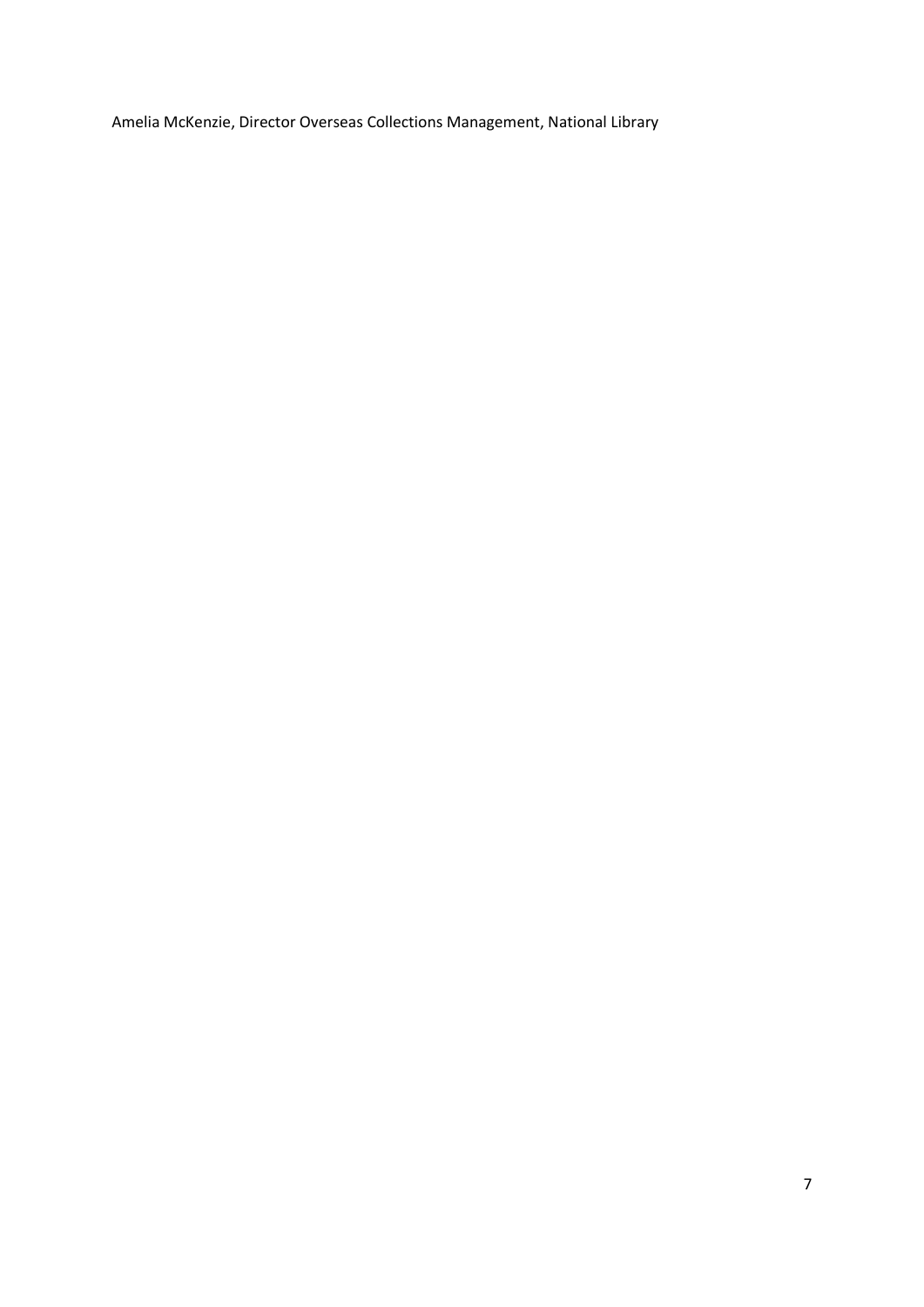Amelia McKenzie, Director Overseas Collections Management, National Library